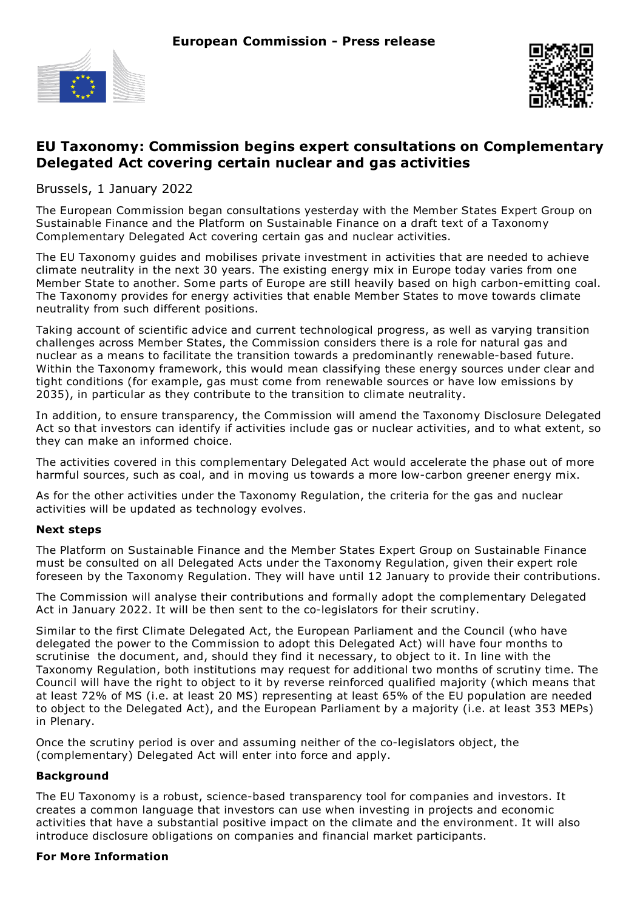European Commission - Press release

# EU Taxonomy: Commission begins expert consultations on Complementary Delegated Act covering certain nuclear and gas activities

Brussels, 1 January 2022

The European Commission began consultations yesterday with the Member States Expert Group on Sustainable Finance and the Platform on Sustainable Finance on a draft text of a Taxonomy Complementary Delegated Act covering certain gas and nuclear activities.

The EU Taxonomy guides and mobilises private investment in activities that are needed to achieve climate neutrality in the next 30 years. The existing energy mix in Europe today varies from one Member State to another. Some parts of Europe are still heavily based on high carbon-emitting coal. The Taxonomy provides for energy activities that enable Member States to move towards climate neutrality from such different positions.

Taking account of scientific advice and current technological progress, as well as varying transition challenges across Member States, the Commission considers there is a role for natural gas and nuclear as a means to facilitate the transition towards a predominantly renewable-based future. Within the Taxonomy framework, this would mean classifying these energy sources under clear and tight conditions (for example, gas must come from renewable sources or have low emissions by 2035), in particular as they contribute to the transition to climate neutrality.

In addition, to ensure transparency, the Commission will amend the Taxonomy Disclosure Delegated Act so that investors can identify if activities include gas or nuclear activities, and to what extent, so they can make an informed choice.

The activities covered in this complementary Delegated Act would accelerate the phase out of more harmful sources, such as coal, and in moving us towards a more low-carbon greener energy mix.

As for the other activities under the Taxonomy Regulation, the criteria for the gas and nuclear activities will be updated as technology evolves.

**Next steps**

The Platform on Sustainable Finance and the Member States Expert Group on Sustainable Finance must be consulted on all Delegated Acts under the Taxonomy Regulation, given their expert role foreseen by the Taxonomy Regulation. They will have until 12 January to provide their contributions.

The Commission will analyse their contributions and formally adopt the complementary Delegated Act in January 2022. It will be then sent to the co-legislators for their scrutiny.

Similar to the first Climate Delegated Act, the European Parliament and the Council (who have delegated the power to the Commission to adopt this Delegated Act) will have four months to scrutinise the document, and, should they find it necessary, to object to it. In line with the Taxonomy Regulation, both institutions may request for additional two months of scrutiny time. The Council will have the right to object to it by reverse reinforced qualified majority (which means that at least 72% of MS (i.e. at least 20 MS) representing at least 65% of the EU population are needed to object to the Delegated Act), and the European Parliament by a majority (i.e. at least 353 MEPs) in Plenary.

Once the scrutiny period is over and assuming neither of the co-legislators object, the (complementary) Delegated Act will enter into force and apply.

**Background**

The EU Taxonomy is a robust, science-based transparency tool for companies and investors. It creates a common language that investors can use when investing in projects and economic activities that have a substantial positive impact on the climate and the environment. It will also introduce disclosure obligations on companies and financial market participants.

**For More Information**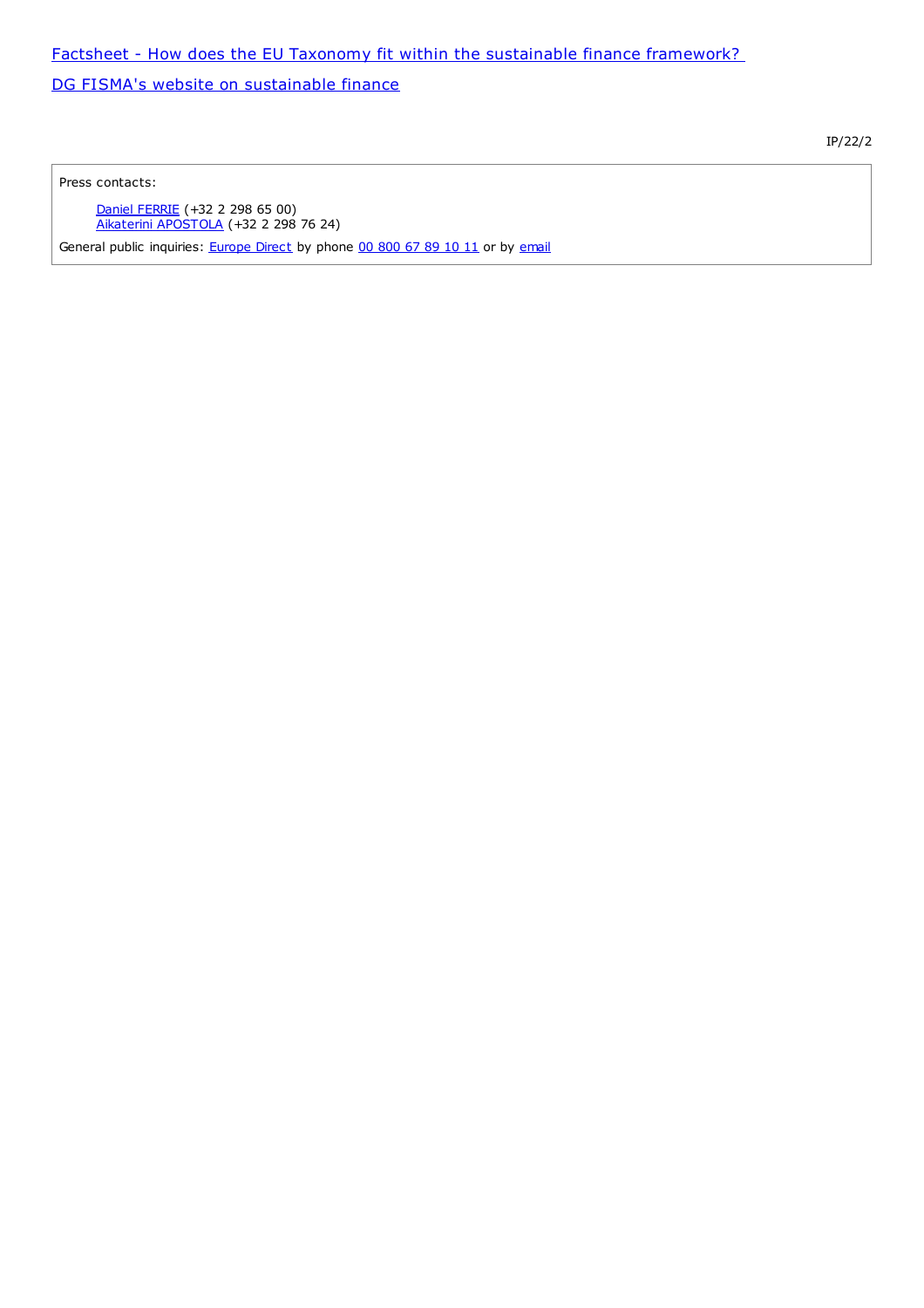Factsheet - How does the EU Taxonomy fit within the sustainable finance framework?

DG FISMA's website on sustainable finance

IP/22/2

Press contacts:

Daniel FERRIE (+32 2 298 65 00)
Aikaterini APOSTOLA (+32 2 298 76 24)

General public inquiries: Europe Direct by phone 00 800 67 89 10 11 or by email